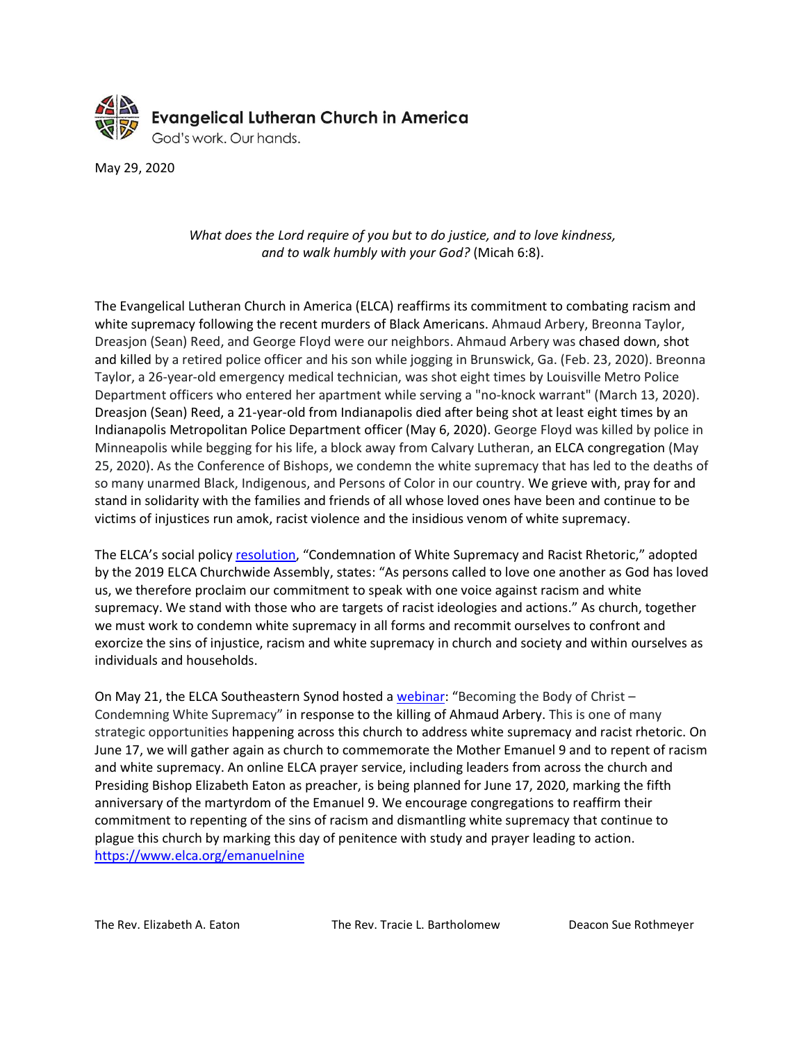**Evangelical Lutheran Church in America**
God's work. Our hands.

May 29, 2020

*What does the Lord require of you but to do justice, and to love kindness, and to walk humbly with your God?* (Micah 6:8).

The Evangelical Lutheran Church in America (ELCA) reaffirms its commitment to combating racism and white supremacy following the recent murders of Black Americans. Ahmaud Arbery, Breonna Taylor, Dreasjon (Sean) Reed, and George Floyd were our neighbors. Ahmaud Arbery was chased down, shot and killed by a retired police officer and his son while jogging in Brunswick, Ga. (Feb. 23, 2020). Breonna Taylor, a 26-year-old emergency medical technician, was shot eight times by Louisville Metro Police Department officers who entered her apartment while serving a "no-knock warrant" (March 13, 2020). Dreasjon (Sean) Reed, a 21-year-old from Indianapolis died after being shot at least eight times by an Indianapolis Metropolitan Police Department officer (May 6, 2020). George Floyd was killed by police in Minneapolis while begging for his life, a block away from Calvary Lutheran, an ELCA congregation (May 25, 2020). As the Conference of Bishops, we condemn the white supremacy that has led to the deaths of so many unarmed Black, Indigenous, and Persons of Color in our country. We grieve with, pray for and stand in solidarity with the families and friends of all whose loved ones have been and continue to be victims of injustices run amok, racist violence and the insidious venom of white supremacy.

The ELCA's social policy resolution, "Condemnation of White Supremacy and Racist Rhetoric," adopted by the 2019 ELCA Churchwide Assembly, states: "As persons called to love one another as God has loved us, we therefore proclaim our commitment to speak with one voice against racism and white supremacy. We stand with those who are targets of racist ideologies and actions." As church, together we must work to condemn white supremacy in all forms and recommit ourselves to confront and exorcize the sins of injustice, racism and white supremacy in church and society and within ourselves as individuals and households.

On May 21, the ELCA Southeastern Synod hosted a webinar: "Becoming the Body of Christ – Condemning White Supremacy" in response to the killing of Ahmaud Arbery. This is one of many strategic opportunities happening across this church to address white supremacy and racist rhetoric. On June 17, we will gather again as church to commemorate the Mother Emanuel 9 and to repent of racism and white supremacy. An online ELCA prayer service, including leaders from across the church and Presiding Bishop Elizabeth Eaton as preacher, is being planned for June 17, 2020, marking the fifth anniversary of the martyrdom of the Emanuel 9. We encourage congregations to reaffirm their commitment to repenting of the sins of racism and dismantling white supremacy that continue to plague this church by marking this day of penitence with study and prayer leading to action. https://www.elca.org/emanuelnine

The Rev. Elizabeth A. Eaton    The Rev. Tracie L. Bartholomew    Deacon Sue Rothmeyer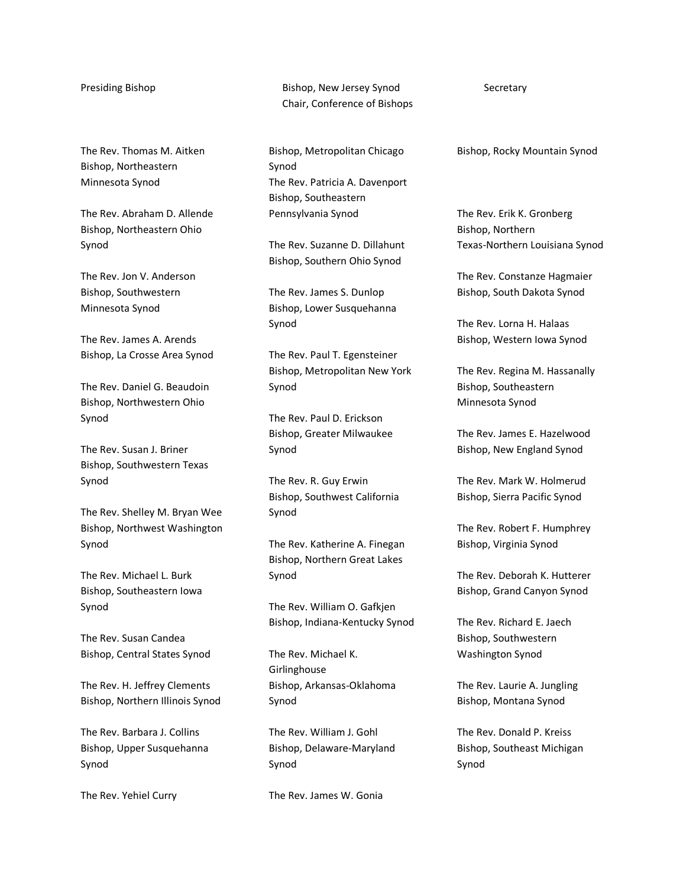Presiding Bishop

Bishop, New Jersey Synod
Chair, Conference of Bishops

Secretary

The Rev. Thomas M. Aitken
Bishop, Northeastern Minnesota Synod

The Rev. Abraham D. Allende
Bishop, Northeastern Ohio Synod

The Rev. Jon V. Anderson
Bishop, Southwestern Minnesota Synod

The Rev. James A. Arends
Bishop, La Crosse Area Synod

The Rev. Daniel G. Beaudoin
Bishop, Northwestern Ohio Synod

The Rev. Susan J. Briner
Bishop, Southwestern Texas Synod

The Rev. Shelley M. Bryan Wee
Bishop, Northwest Washington Synod

The Rev. Michael L. Burk
Bishop, Southeastern Iowa Synod

The Rev. Susan Candea
Bishop, Central States Synod

The Rev. H. Jeffrey Clements
Bishop, Northern Illinois Synod

The Rev. Barbara J. Collins
Bishop, Upper Susquehanna Synod

The Rev. Yehiel Curry
Bishop, Metropolitan Chicago Synod

The Rev. Patricia A. Davenport
Bishop, Southeastern Pennsylvania Synod

The Rev. Suzanne D. Dillahunt
Bishop, Southern Ohio Synod

The Rev. James S. Dunlop
Bishop, Lower Susquehanna Synod

The Rev. Paul T. Egensteiner
Bishop, Metropolitan New York Synod

The Rev. Paul D. Erickson
Bishop, Greater Milwaukee Synod

The Rev. R. Guy Erwin
Bishop, Southwest California Synod

The Rev. Katherine A. Finegan
Bishop, Northern Great Lakes Synod

The Rev. William O. Gafkjen
Bishop, Indiana-Kentucky Synod

The Rev. Michael K. Girlinghouse
Bishop, Arkansas-Oklahoma Synod

The Rev. William J. Gohl
Bishop, Delaware-Maryland Synod

The Rev. James W. Gonia
Bishop, Rocky Mountain Synod

The Rev. Erik K. Gronberg
Bishop, Northern Texas-Northern Louisiana Synod

The Rev. Constanze Hagmaier
Bishop, South Dakota Synod

The Rev. Lorna H. Halaas
Bishop, Western Iowa Synod

The Rev. Regina M. Hassanally
Bishop, Southeastern Minnesota Synod

The Rev. James E. Hazelwood
Bishop, New England Synod

The Rev. Mark W. Holmerud
Bishop, Sierra Pacific Synod

The Rev. Robert F. Humphrey
Bishop, Virginia Synod

The Rev. Deborah K. Hutterer
Bishop, Grand Canyon Synod

The Rev. Richard E. Jaech
Bishop, Southwestern Washington Synod

The Rev. Laurie A. Jungling
Bishop, Montana Synod

The Rev. Donald P. Kreiss
Bishop, Southeast Michigan Synod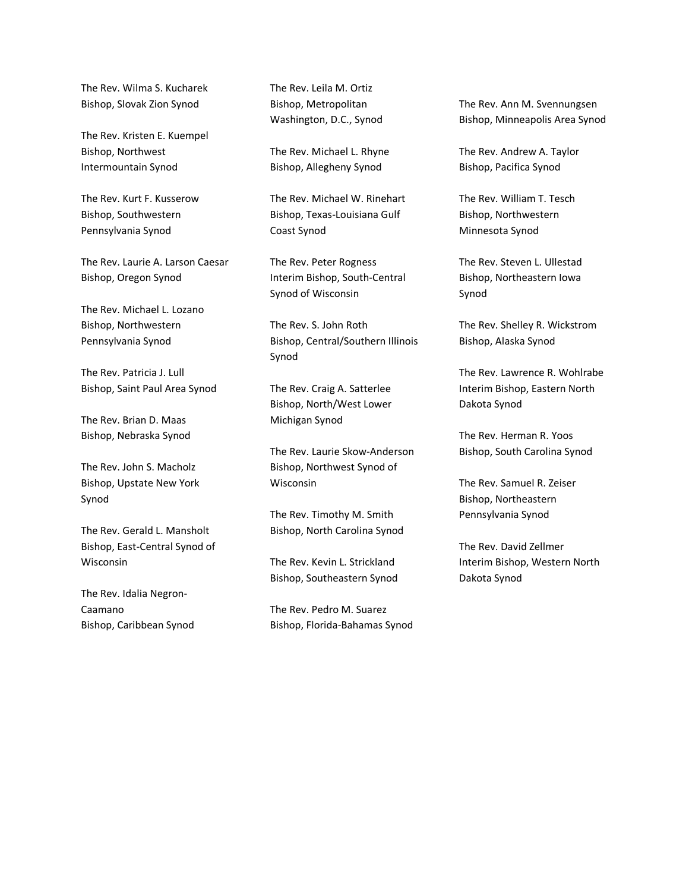The Rev. Wilma S. Kucharek
Bishop, Slovak Zion Synod

The Rev. Kristen E. Kuempel
Bishop, Northwest Intermountain Synod

The Rev. Kurt F. Kusserow
Bishop, Southwestern Pennsylvania Synod

The Rev. Laurie A. Larson Caesar
Bishop, Oregon Synod

The Rev. Michael L. Lozano
Bishop, Northwestern Pennsylvania Synod

The Rev. Patricia J. Lull
Bishop, Saint Paul Area Synod

The Rev. Brian D. Maas
Bishop, Nebraska Synod

The Rev. John S. Macholz
Bishop, Upstate New York Synod

The Rev. Gerald L. Mansholt
Bishop, East-Central Synod of Wisconsin

The Rev. Idalia Negron-Caamano
Bishop, Caribbean Synod

The Rev. Leila M. Ortiz
Bishop, Metropolitan Washington, D.C., Synod

The Rev. Michael L. Rhyne
Bishop, Allegheny Synod

The Rev. Michael W. Rinehart
Bishop, Texas-Louisiana Gulf Coast Synod

The Rev. Peter Rogness
Interim Bishop, South-Central Synod of Wisconsin

The Rev. S. John Roth
Bishop, Central/Southern Illinois Synod

The Rev. Craig A. Satterlee
Bishop, North/West Lower Michigan Synod

The Rev. Laurie Skow-Anderson
Bishop, Northwest Synod of Wisconsin

The Rev. Timothy M. Smith
Bishop, North Carolina Synod

The Rev. Kevin L. Strickland
Bishop, Southeastern Synod

The Rev. Pedro M. Suarez
Bishop, Florida-Bahamas Synod

The Rev. Ann M. Svennungsen
Bishop, Minneapolis Area Synod

The Rev. Andrew A. Taylor
Bishop, Pacifica Synod

The Rev. William T. Tesch
Bishop, Northwestern Minnesota Synod

The Rev. Steven L. Ullestad
Bishop, Northeastern Iowa Synod

The Rev. Shelley R. Wickstrom
Bishop, Alaska Synod

The Rev. Lawrence R. Wohlrabe
Interim Bishop, Eastern North Dakota Synod

The Rev. Herman R. Yoos
Bishop, South Carolina Synod

The Rev. Samuel R. Zeiser
Bishop, Northeastern Pennsylvania Synod

The Rev. David Zellmer
Interim Bishop, Western North Dakota Synod